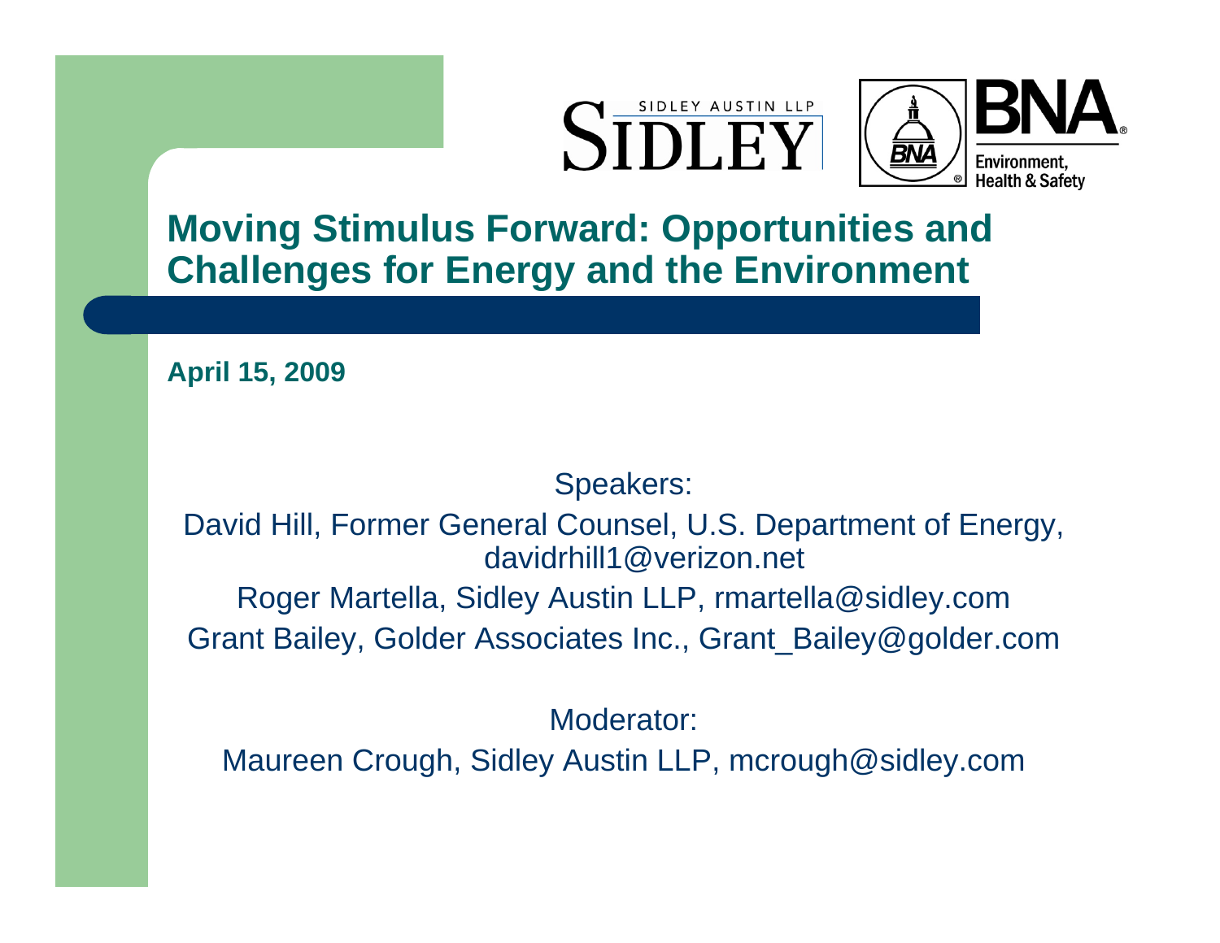# Moving Stimulus Forward: Opportunities and Challenges for Energy and the Environment

**April 15, 2009**

Speakers:

David Hill, Former General Counsel, U.S. Department of Energy, davidrhill1@verizon.net

Roger Martella, Sidley Austin LLP, rmartella@sidley.com

Grant Bailey, Golder Associates Inc., Grant_Bailey@golder.com

Moderator:

Maureen Crough, Sidley Austin LLP, mcrough@sidley.com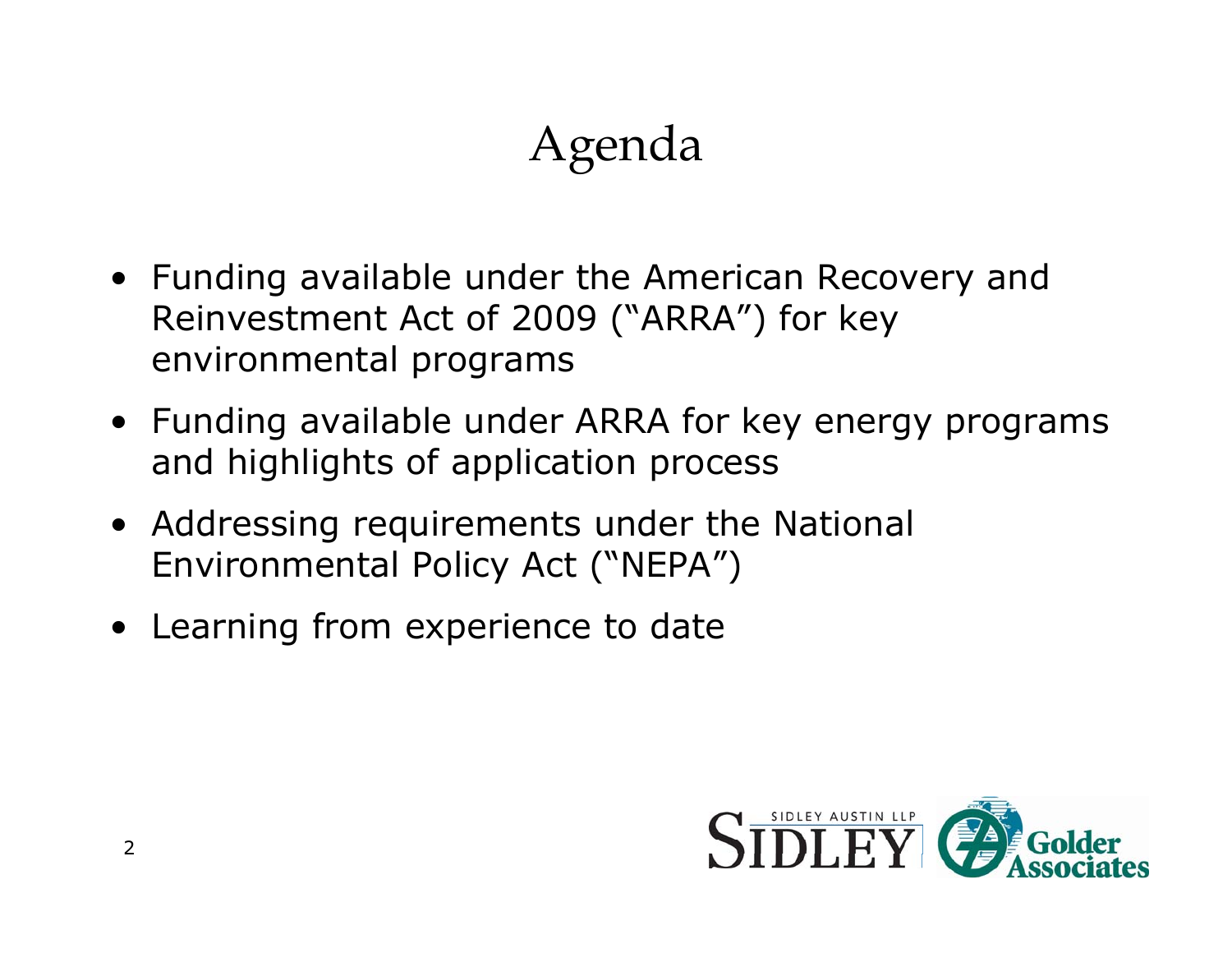# Agenda

- Funding available under the American Recovery and Reinvestment Act of 2009 ("ARRA") for key environmental programs
- Funding available under ARRA for key energy programs and highlights of application process
- Addressing requirements under the National Environmental Policy Act ("NEPA")
- Learning from experience to date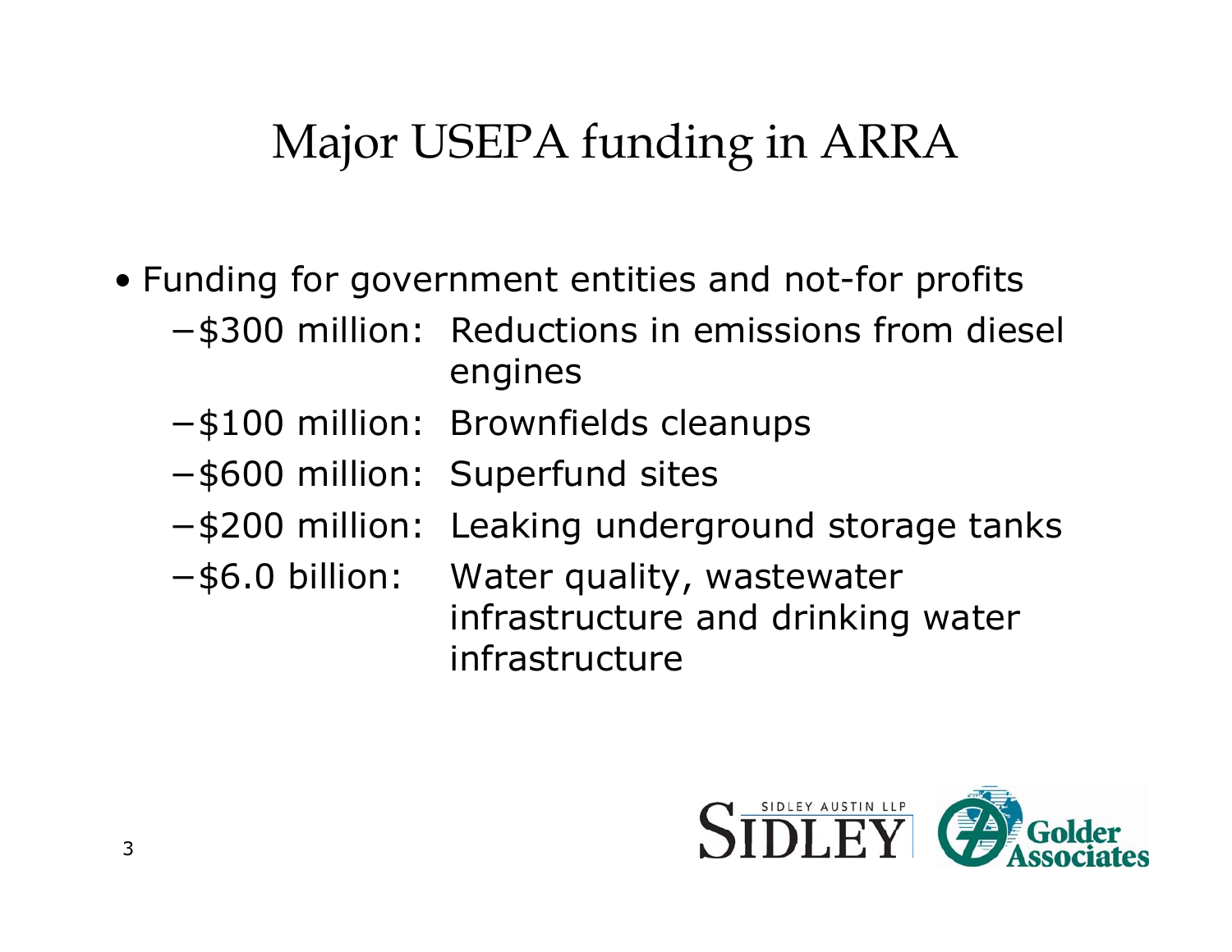# Major USEPA funding in ARRA

- Funding for government entities and not-for profits
  - $300 million: Reductions in emissions from diesel engines
  - $100 million: Brownfields cleanups
  - $600 million: Superfund sites
  - $200 million: Leaking underground storage tanks
  - $6.0 billion: Water quality, wastewater infrastructure and drinking water infrastructure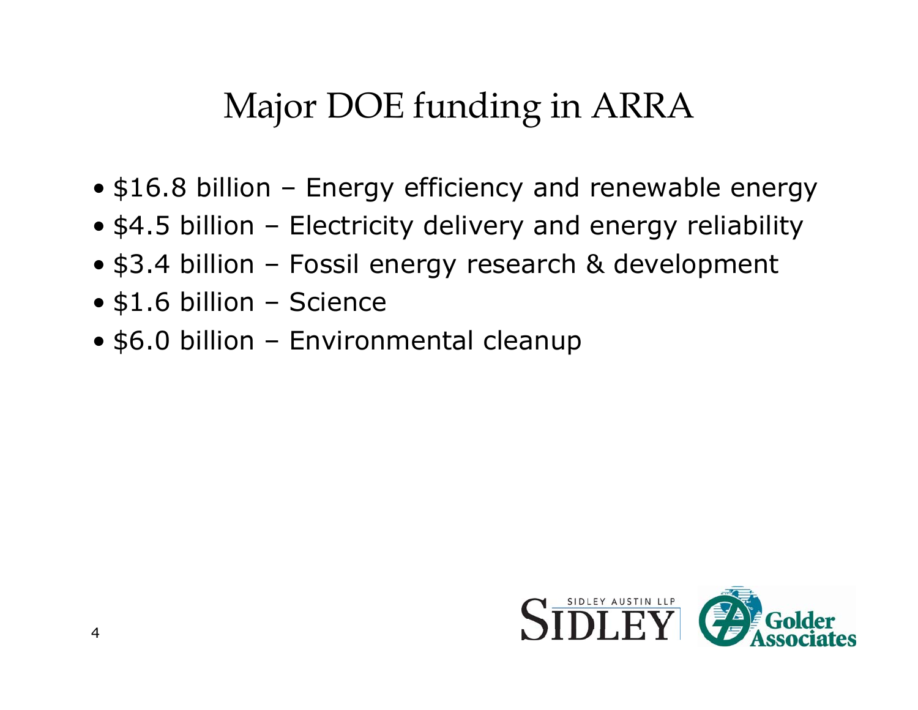# Major DOE funding in ARRA

- $16.8 billion – Energy efficiency and renewable energy
- $4.5 billion – Electricity delivery and energy reliability
- $3.4 billion – Fossil energy research & development
- $1.6 billion – Science
- $6.0 billion – Environmental cleanup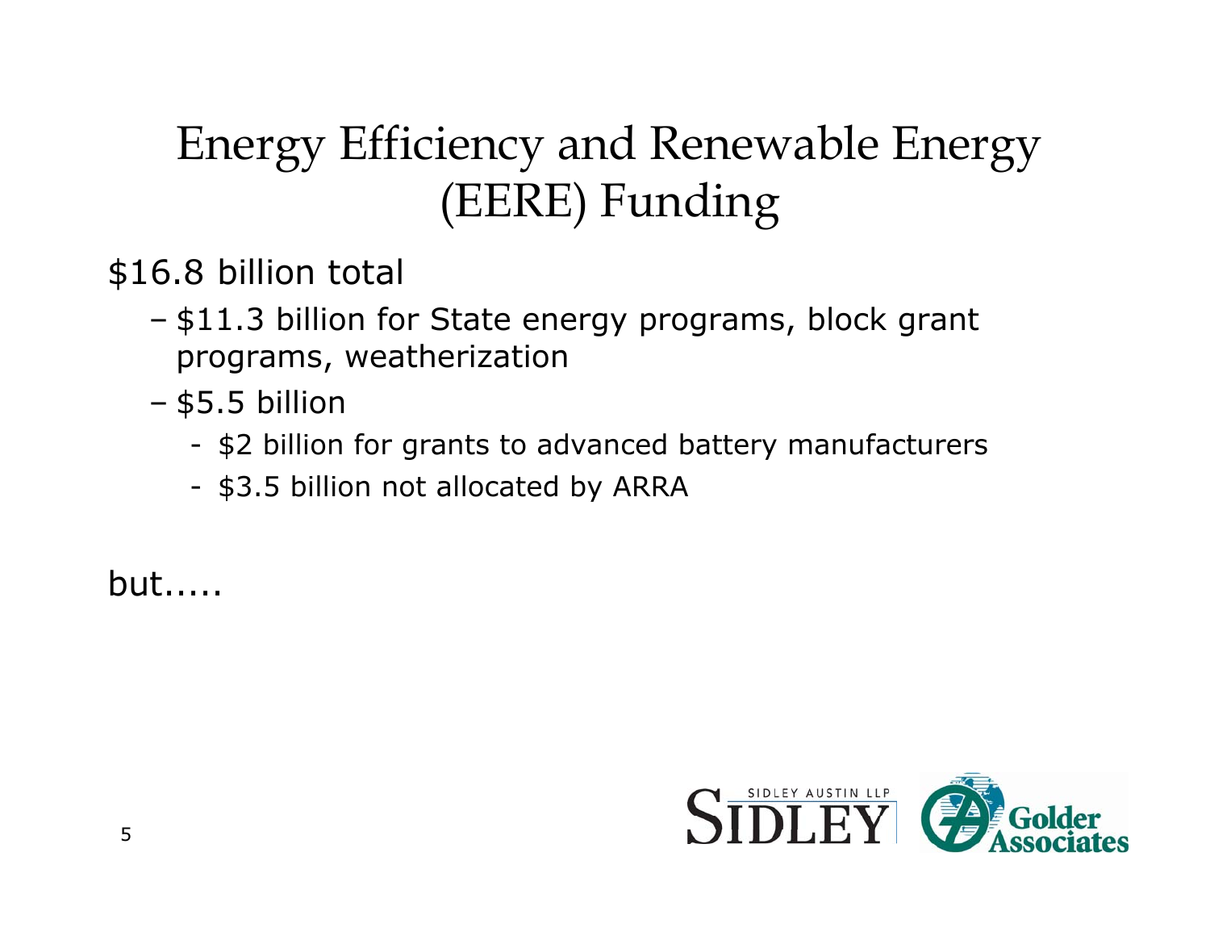# Energy Efficiency and Renewable Energy (EERE) Funding

$16.8 billion total

- $11.3 billion for State energy programs, block grant programs, weatherization
- $5.5 billion
  - $2 billion for grants to advanced battery manufacturers
  - $3.5 billion not allocated by ARRA

but.....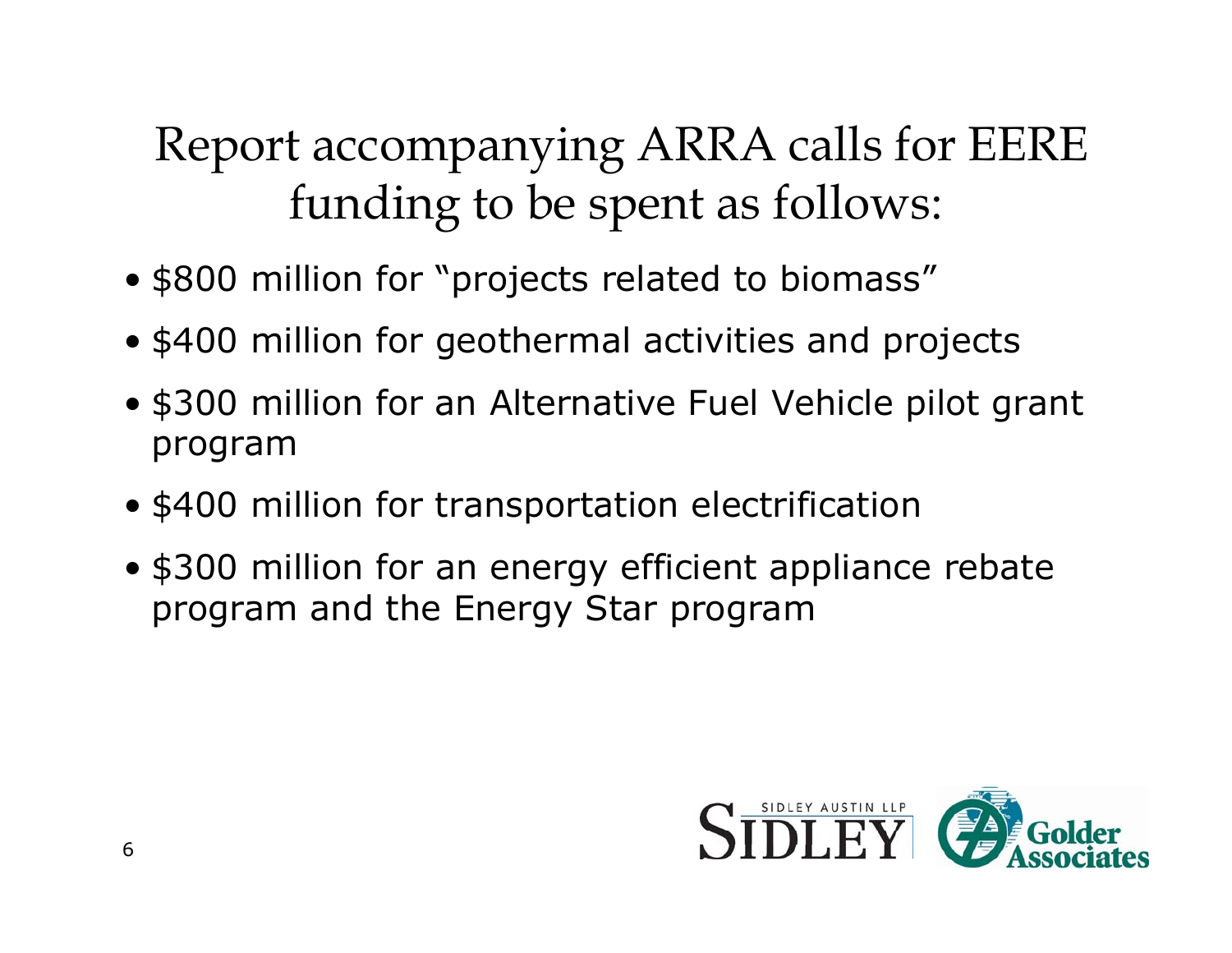# Report accompanying ARRA calls for EERE funding to be spent as follows:

- $800 million for "projects related to biomass"
- $400 million for geothermal activities and projects
- $300 million for an Alternative Fuel Vehicle pilot grant program
- $400 million for transportation electrification
- $300 million for an energy efficient appliance rebate program and the Energy Star program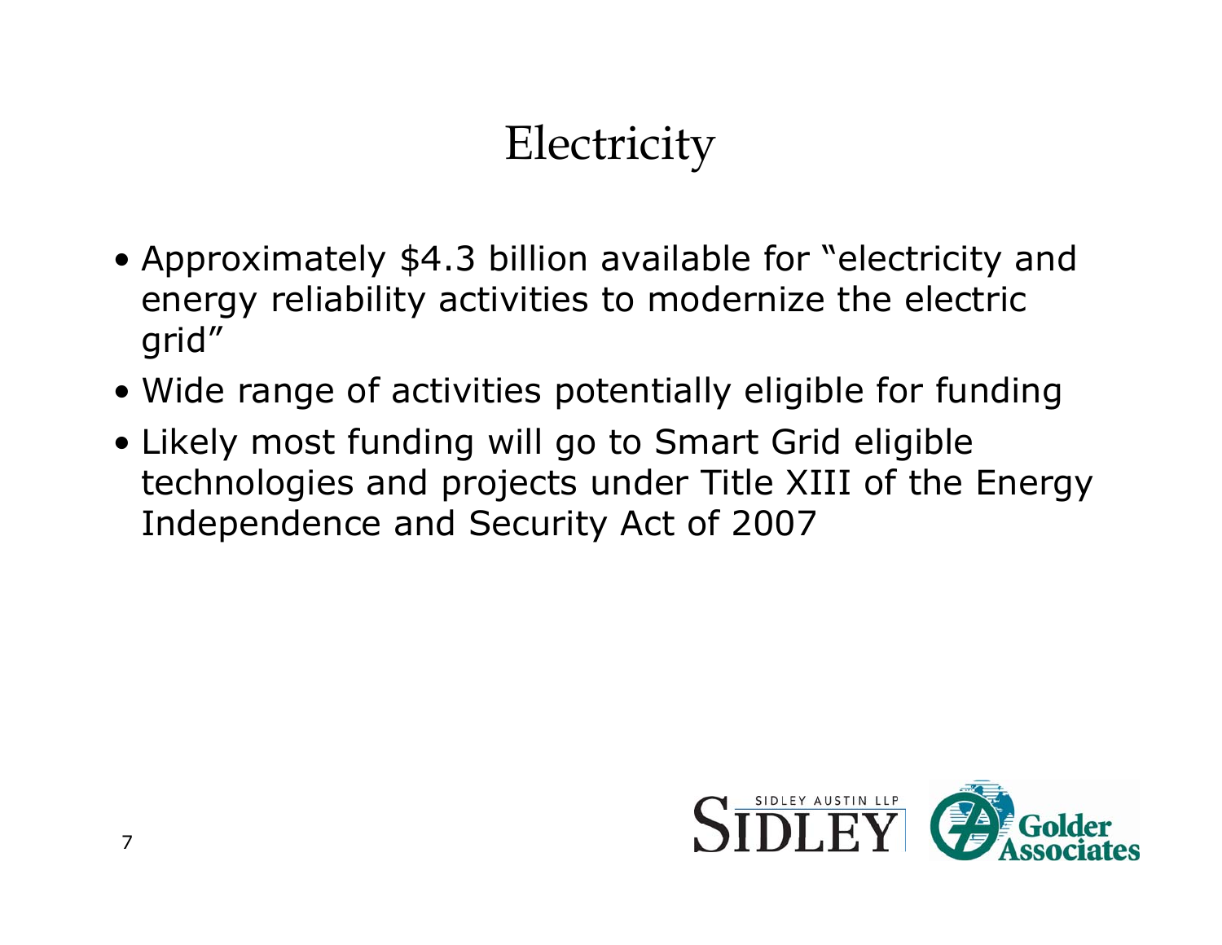# Electricity

- Approximately $4.3 billion available for “electricity and energy reliability activities to modernize the electric grid”
- Wide range of activities potentially eligible for funding
- Likely most funding will go to Smart Grid eligible technologies and projects under Title XIII of the Energy Independence and Security Act of 2007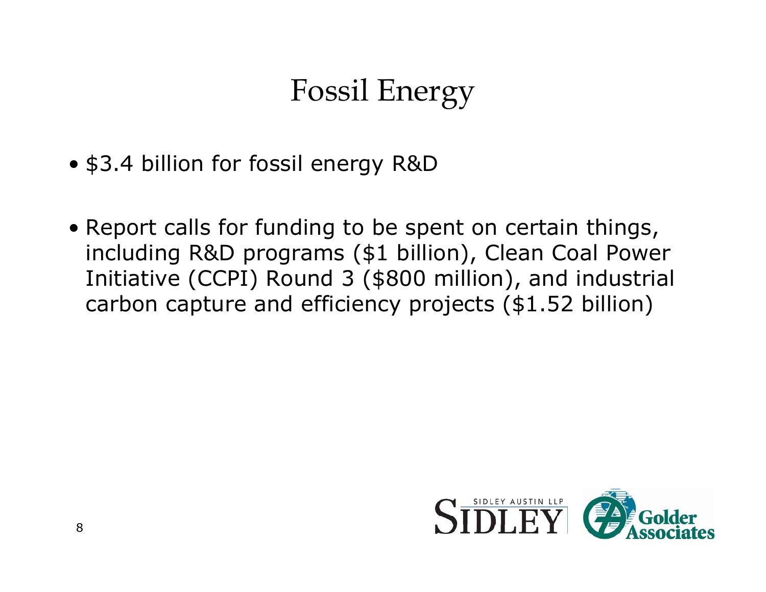# Fossil Energy

- $3.4 billion for fossil energy R&D
- Report calls for funding to be spent on certain things, including R&D programs ($1 billion), Clean Coal Power Initiative (CCPI) Round 3 ($800 million), and industrial carbon capture and efficiency projects ($1.52 billion)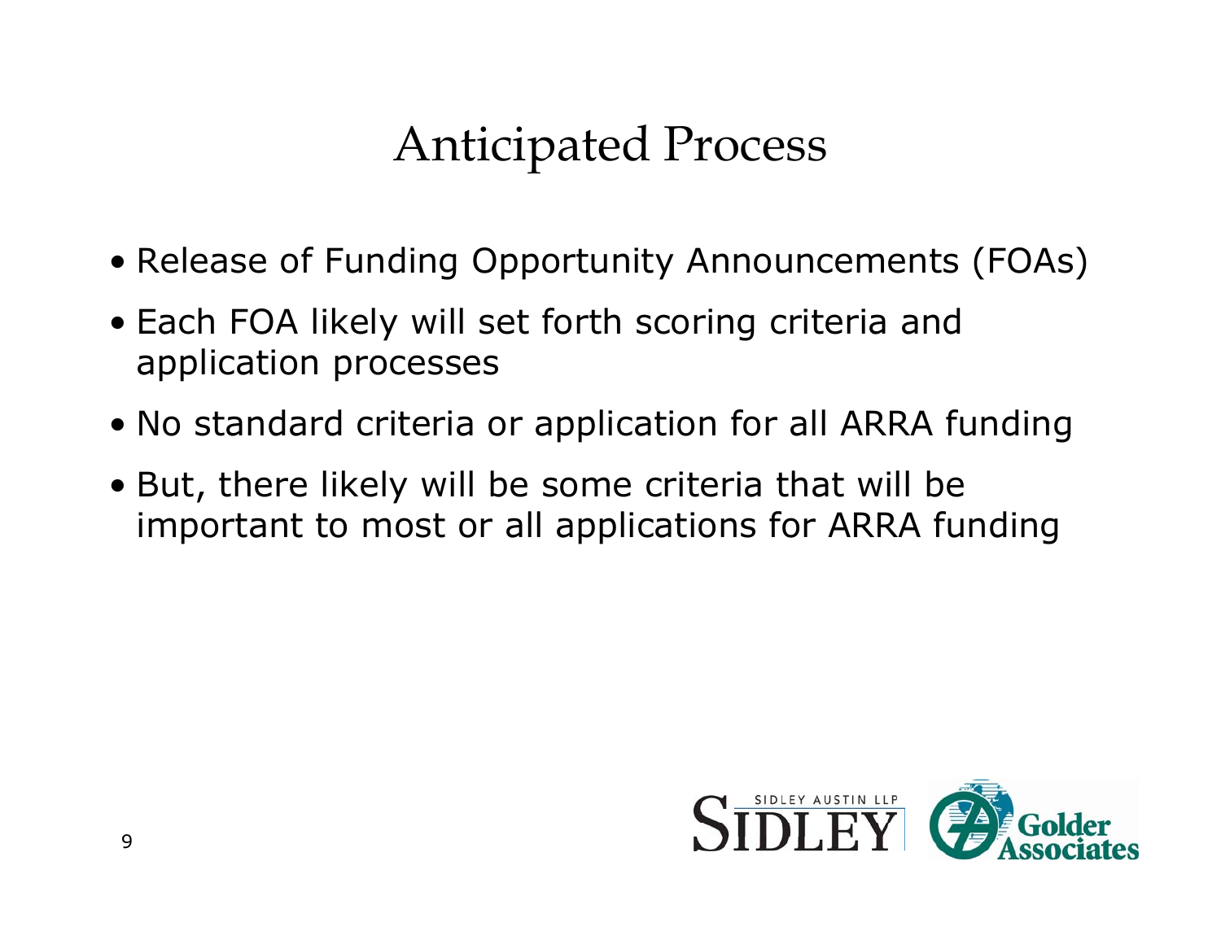# Anticipated Process

- Release of Funding Opportunity Announcements (FOAs)
- Each FOA likely will set forth scoring criteria and application processes
- No standard criteria or application for all ARRA funding
- But, there likely will be some criteria that will be important to most or all applications for ARRA funding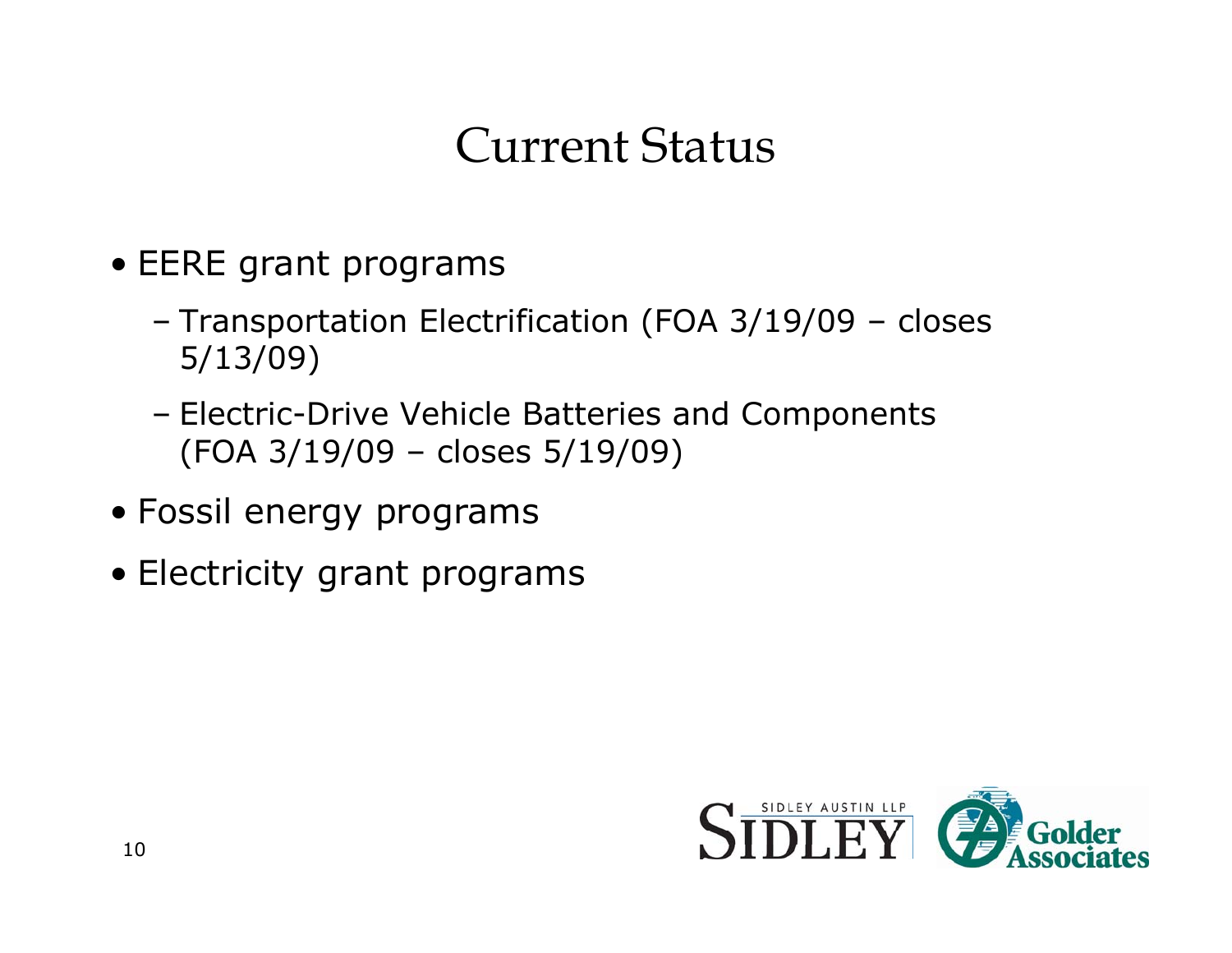# Current Status

- EERE grant programs
  - Transportation Electrification (FOA 3/19/09 – closes 5/13/09)
  - Electric-Drive Vehicle Batteries and Components (FOA 3/19/09 – closes 5/19/09)
- Fossil energy programs
- Electricity grant programs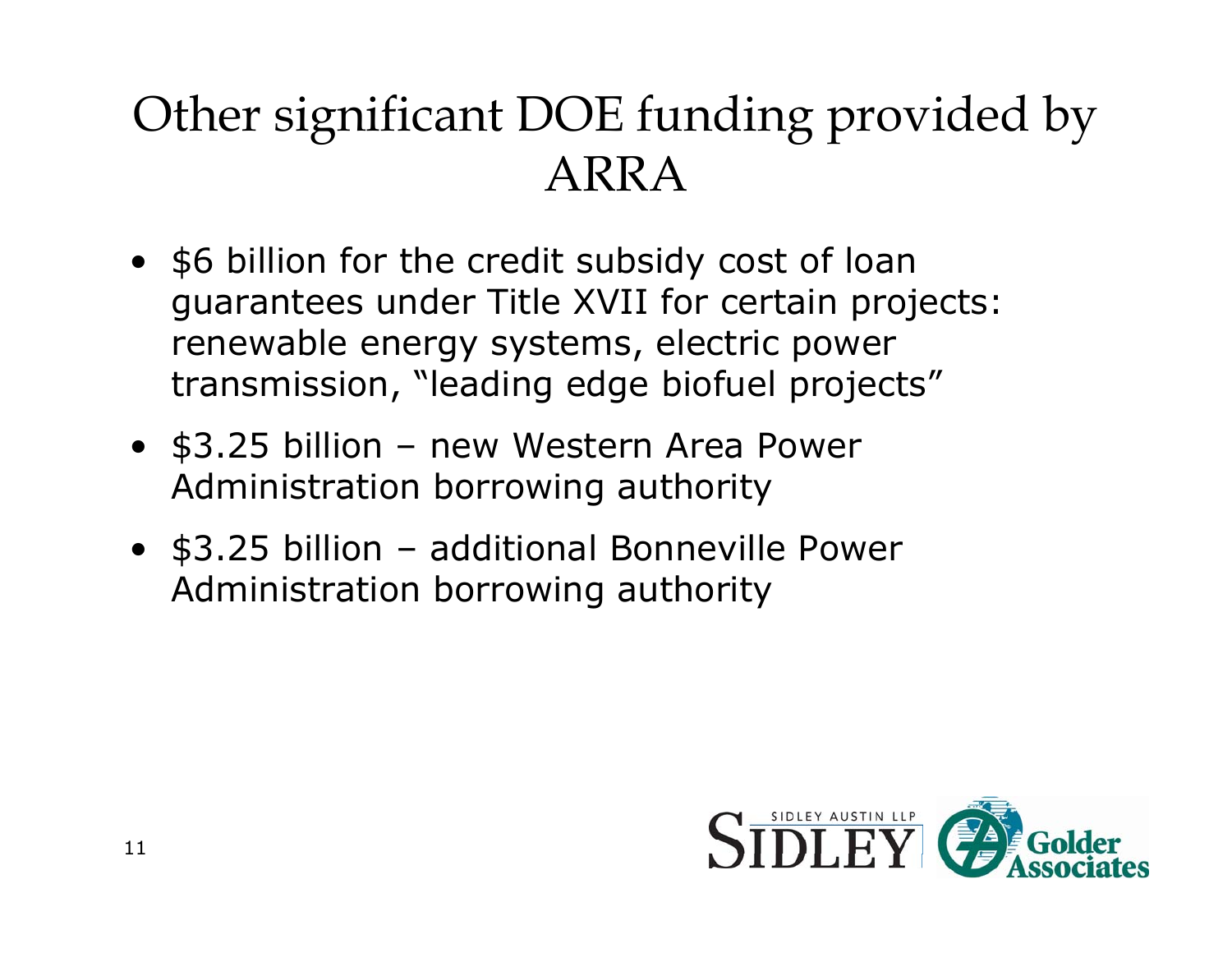# Other significant DOE funding provided by ARRA

- $6 billion for the credit subsidy cost of loan guarantees under Title XVII for certain projects: renewable energy systems, electric power transmission, "leading edge biofuel projects"
- $3.25 billion – new Western Area Power Administration borrowing authority
- $3.25 billion – additional Bonneville Power Administration borrowing authority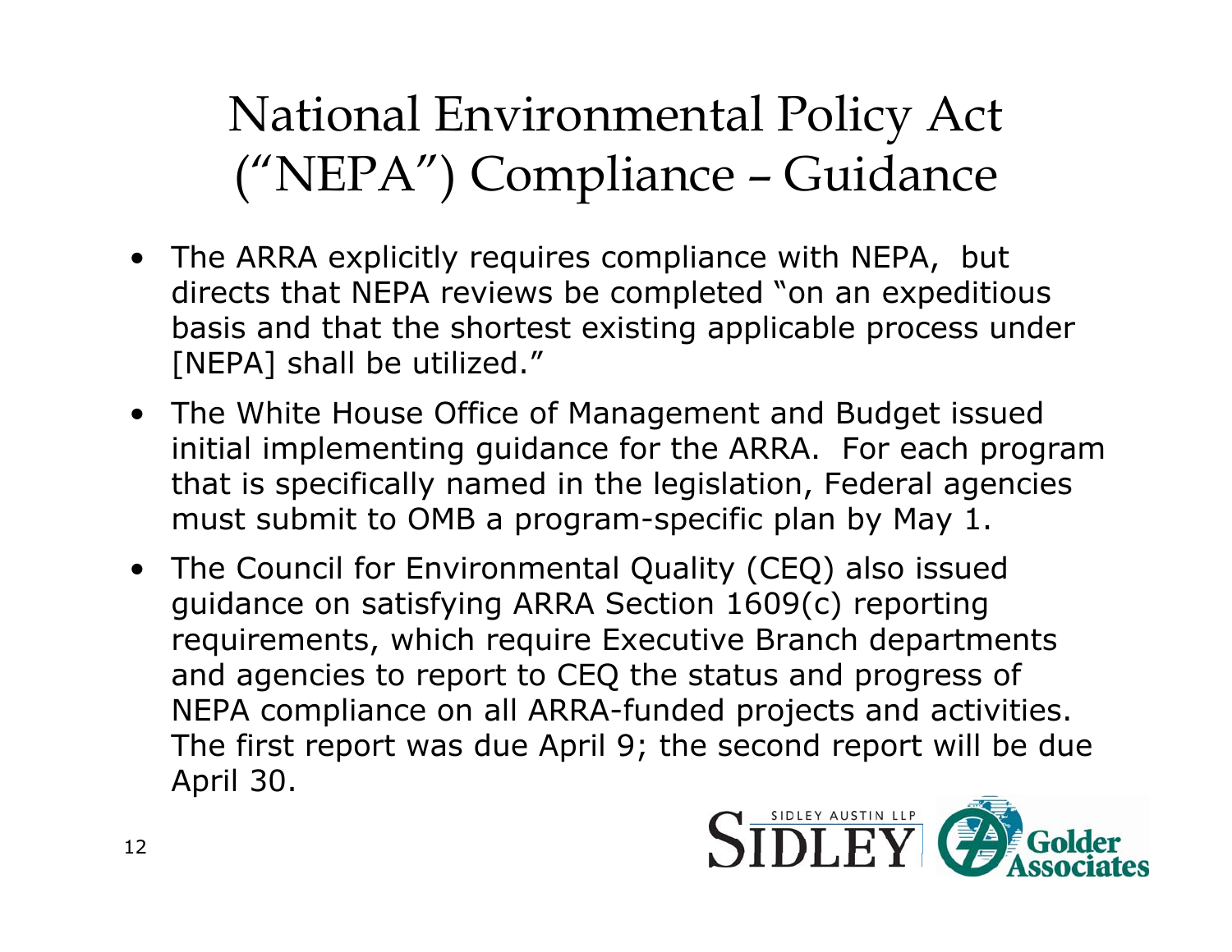# National Environmental Policy Act ("NEPA") Compliance – Guidance

- The ARRA explicitly requires compliance with NEPA, but directs that NEPA reviews be completed "on an expeditious basis and that the shortest existing applicable process under [NEPA] shall be utilized."
- The White House Office of Management and Budget issued initial implementing guidance for the ARRA. For each program that is specifically named in the legislation, Federal agencies must submit to OMB a program-specific plan by May 1.
- The Council for Environmental Quality (CEQ) also issued guidance on satisfying ARRA Section 1609(c) reporting requirements, which require Executive Branch departments and agencies to report to CEQ the status and progress of NEPA compliance on all ARRA-funded projects and activities. The first report was due April 9; the second report will be due April 30.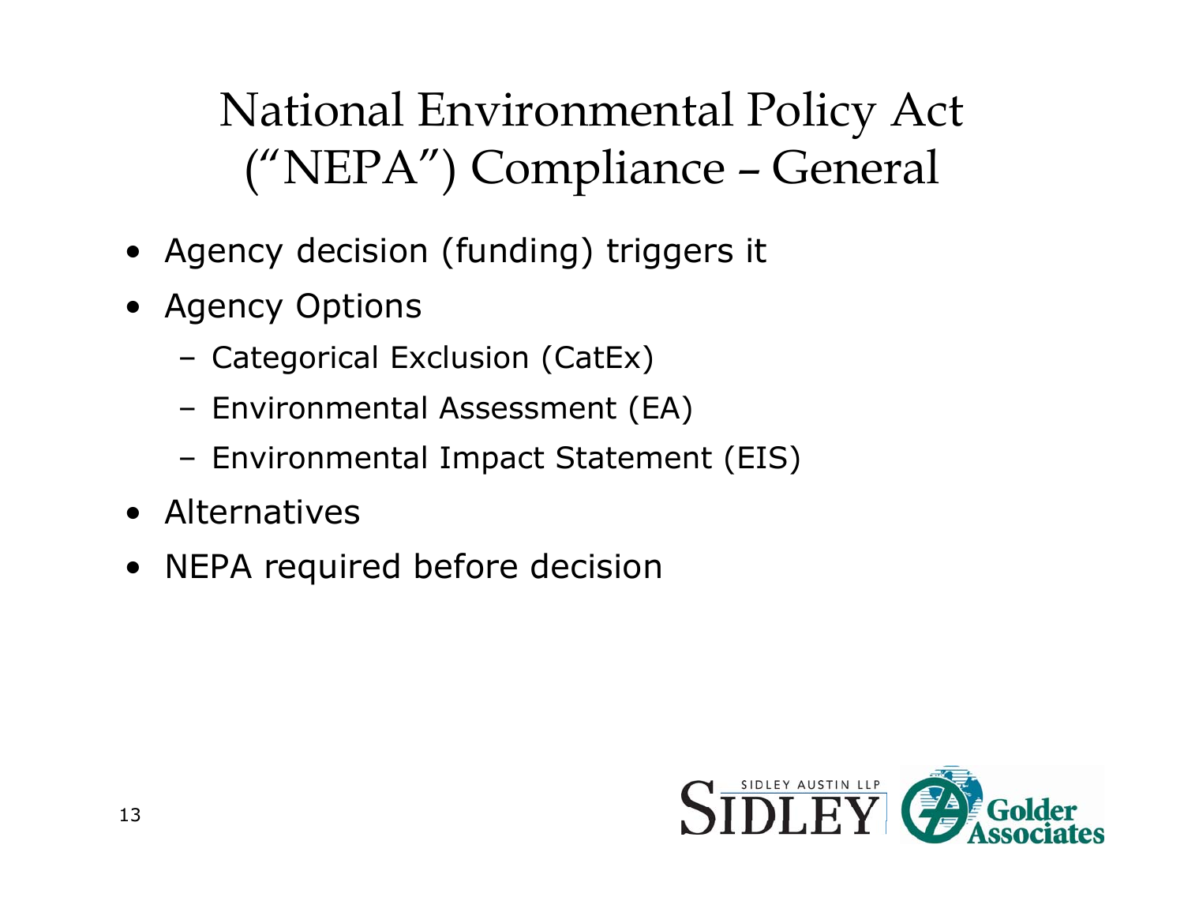# National Environmental Policy Act ("NEPA") Compliance – General

- Agency decision (funding) triggers it
- Agency Options
  - Categorical Exclusion (CatEx)
  - Environmental Assessment (EA)
  - Environmental Impact Statement (EIS)
- Alternatives
- NEPA required before decision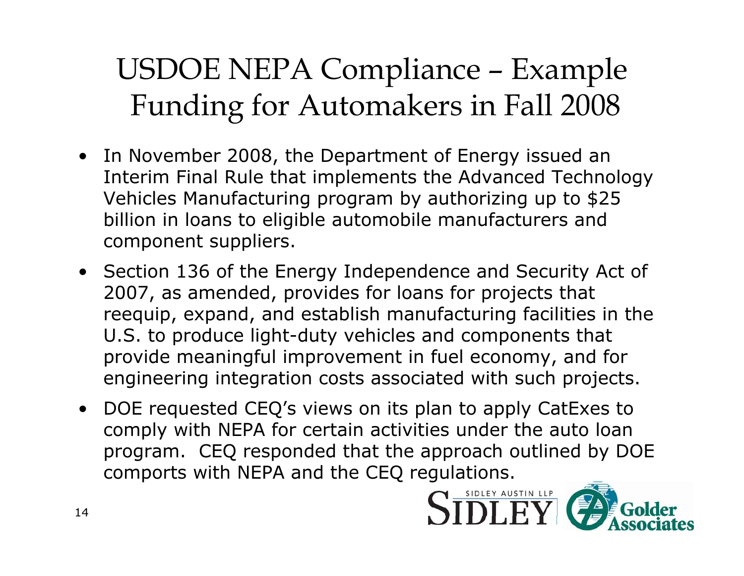# USDOE NEPA Compliance – Example Funding for Automakers in Fall 2008

- In November 2008, the Department of Energy issued an Interim Final Rule that implements the Advanced Technology Vehicles Manufacturing program by authorizing up to $25 billion in loans to eligible automobile manufacturers and component suppliers.
- Section 136 of the Energy Independence and Security Act of 2007, as amended, provides for loans for projects that reequip, expand, and establish manufacturing facilities in the U.S. to produce light-duty vehicles and components that provide meaningful improvement in fuel economy, and for engineering integration costs associated with such projects.
- DOE requested CEQ's views on its plan to apply CatExes to comply with NEPA for certain activities under the auto loan program. CEQ responded that the approach outlined by DOE comports with NEPA and the CEQ regulations.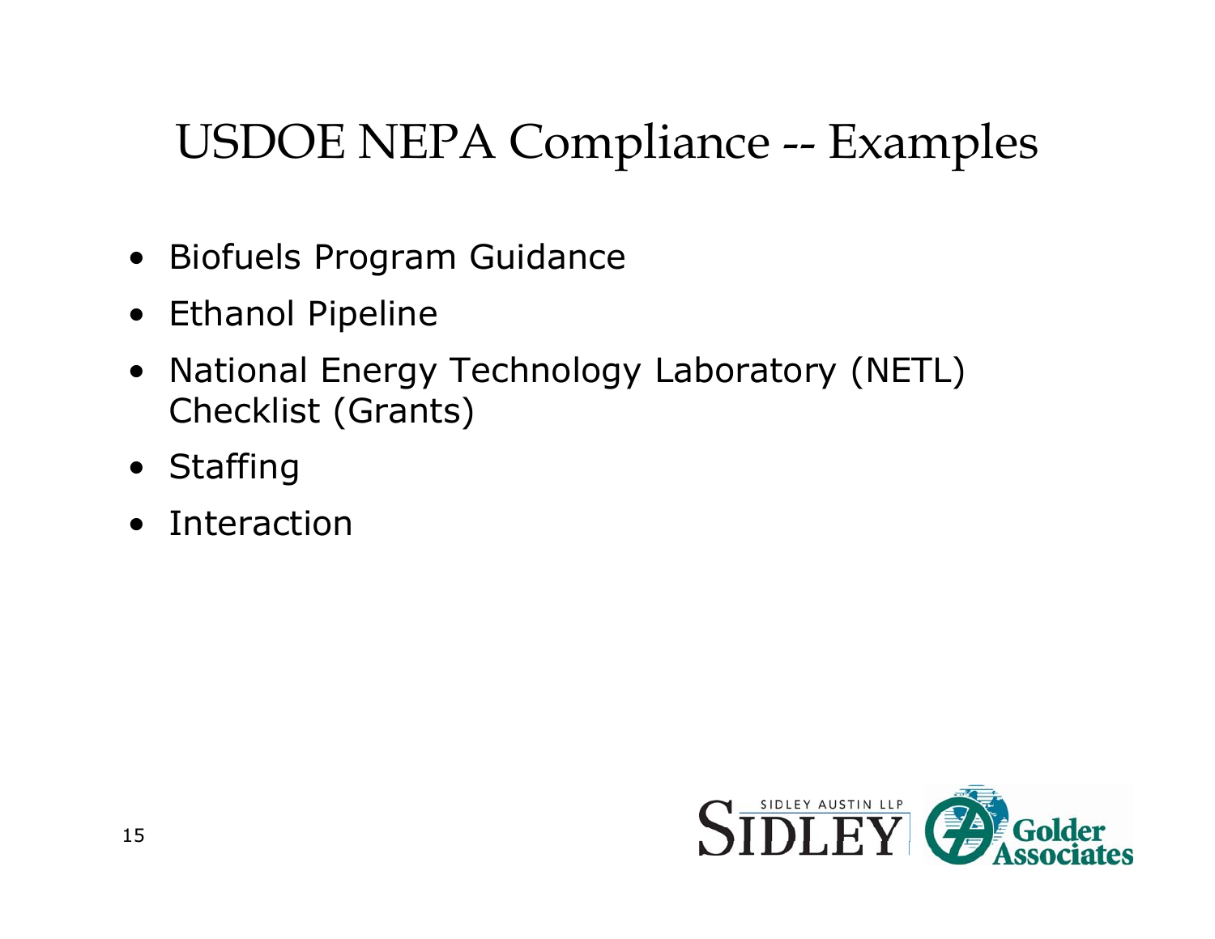# USDOE NEPA Compliance -- Examples

- Biofuels Program Guidance
- Ethanol Pipeline
- National Energy Technology Laboratory (NETL) Checklist (Grants)
- Staffing
- Interaction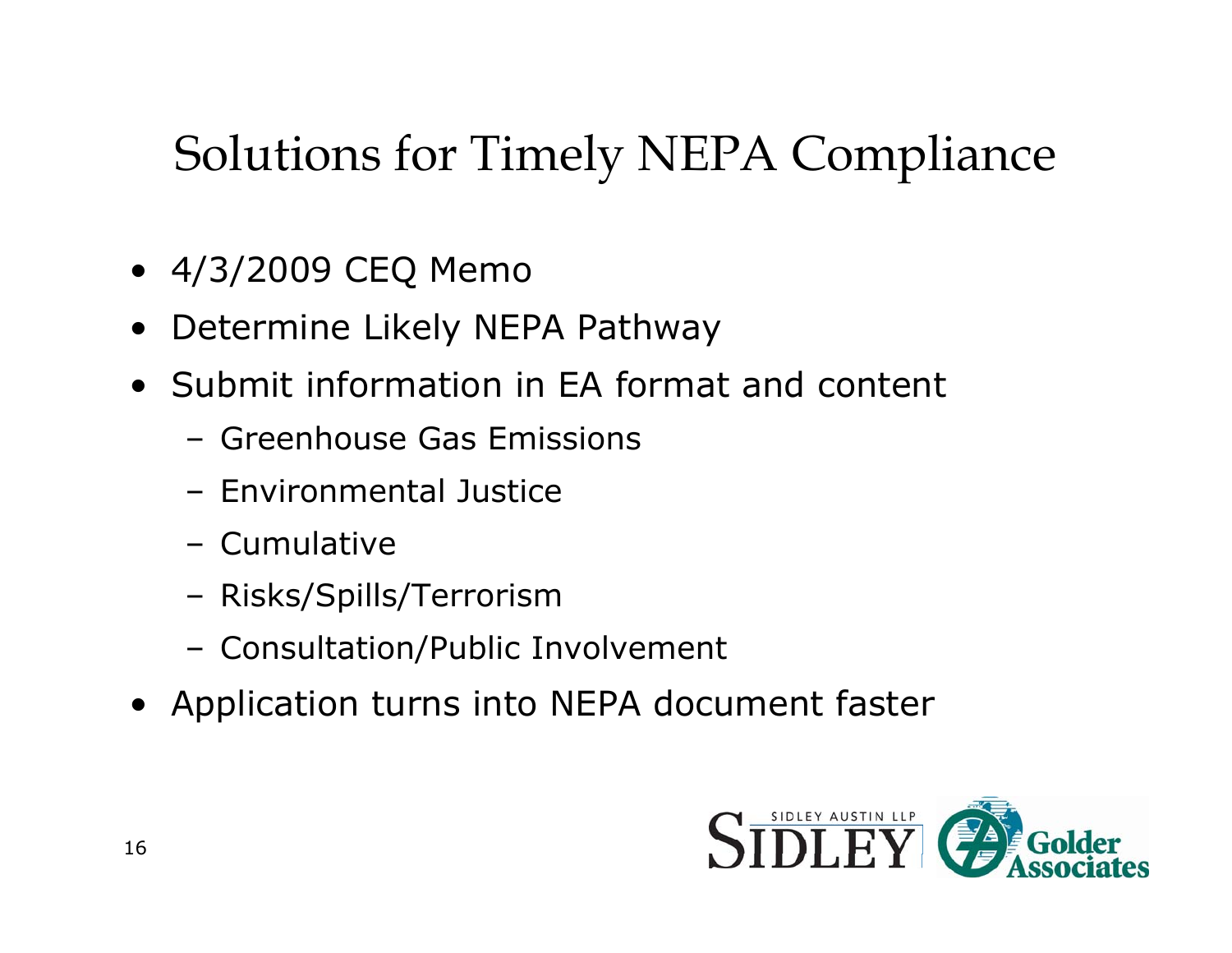# Solutions for Timely NEPA Compliance

- 4/3/2009 CEQ Memo
- Determine Likely NEPA Pathway
- Submit information in EA format and content
  - Greenhouse Gas Emissions
  - Environmental Justice
  - Cumulative
  - Risks/Spills/Terrorism
  - Consultation/Public Involvement
- Application turns into NEPA document faster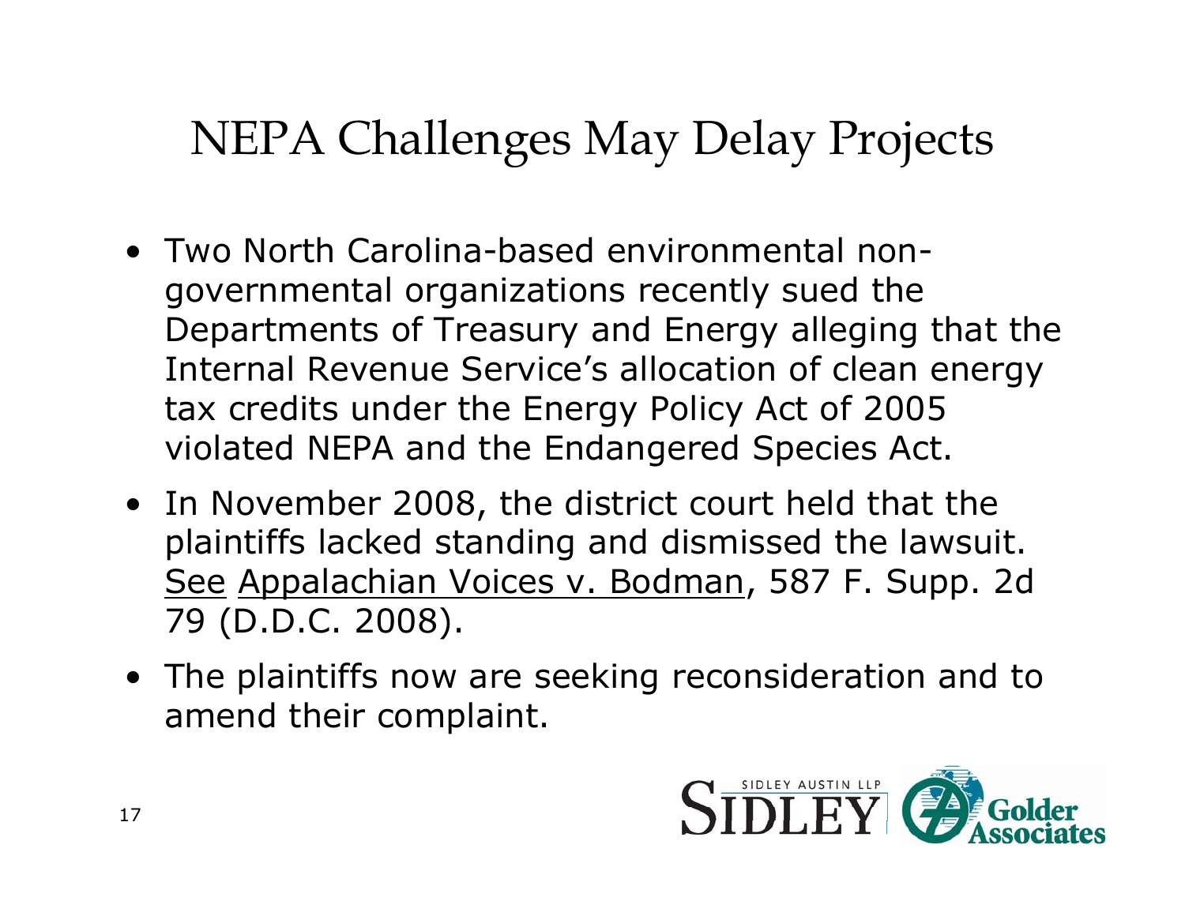# NEPA Challenges May Delay Projects

- Two North Carolina-based environmental non-governmental organizations recently sued the Departments of Treasury and Energy alleging that the Internal Revenue Service's allocation of clean energy tax credits under the Energy Policy Act of 2005 violated NEPA and the Endangered Species Act.
- In November 2008, the district court held that the plaintiffs lacked standing and dismissed the lawsuit. See Appalachian Voices v. Bodman, 587 F. Supp. 2d 79 (D.D.C. 2008).
- The plaintiffs now are seeking reconsideration and to amend their complaint.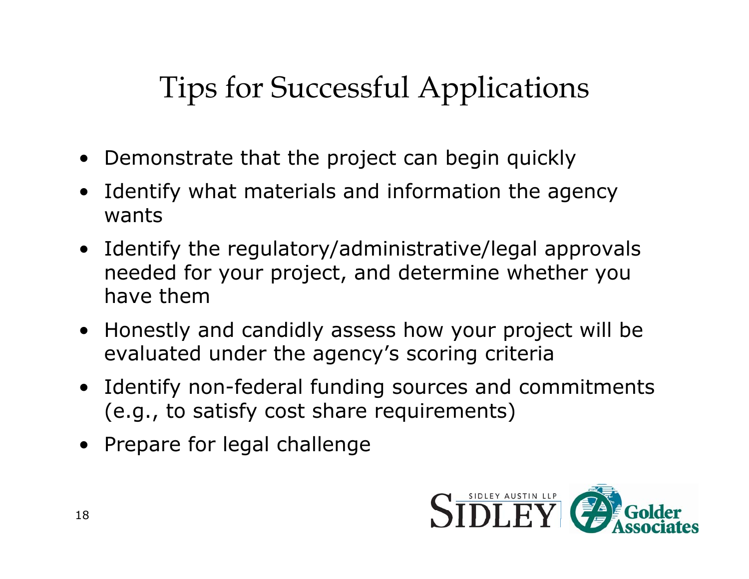# Tips for Successful Applications

- Demonstrate that the project can begin quickly
- Identify what materials and information the agency wants
- Identify the regulatory/administrative/legal approvals needed for your project, and determine whether you have them
- Honestly and candidly assess how your project will be evaluated under the agency's scoring criteria
- Identify non-federal funding sources and commitments (e.g., to satisfy cost share requirements)
- Prepare for legal challenge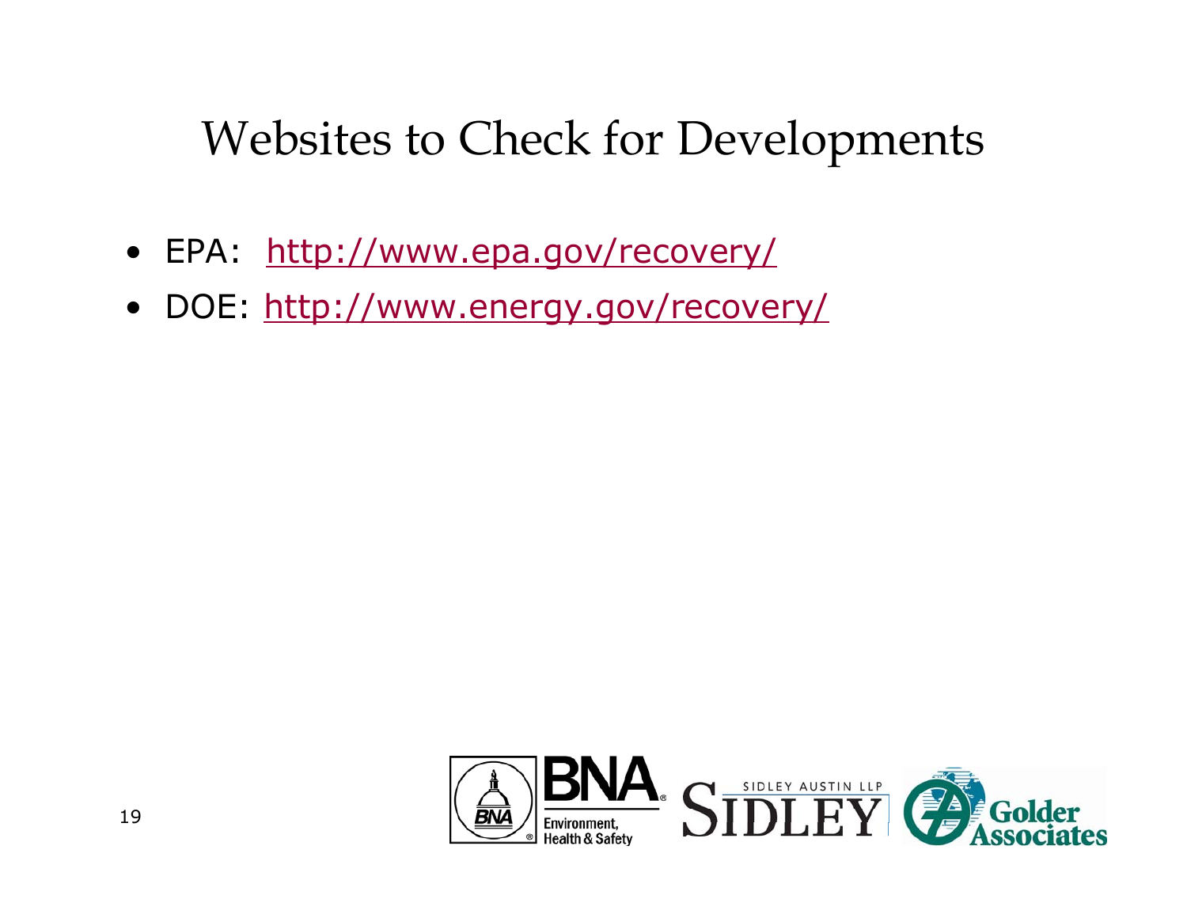# Websites to Check for Developments

- EPA: http://www.epa.gov/recovery/
- DOE: http://www.energy.gov/recovery/